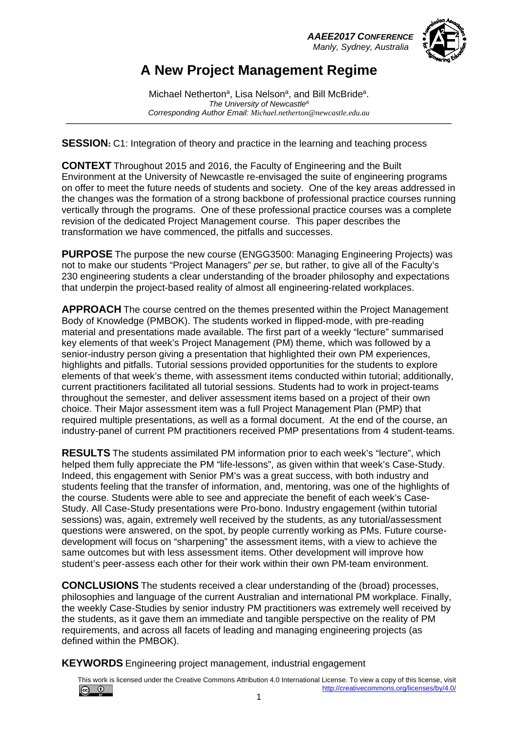# A New Project Management Regime

Michael Netherton[a], Lisa Nelson[a], and Bill McBride[a].
*The University of Newcastle[a]*
*Corresponding Author Email: Michael.netherton@newcastle.edu.au*

**SESSION:** C1: Integration of theory and practice in the learning and teaching process

**CONTEXT** Throughout 2015 and 2016, the Faculty of Engineering and the Built Environment at the University of Newcastle re-envisaged the suite of engineering programs on offer to meet the future needs of students and society. One of the key areas addressed in the changes was the formation of a strong backbone of professional practice courses running vertically through the programs. One of these professional practice courses was a complete revision of the dedicated Project Management course. This paper describes the transformation we have commenced, the pitfalls and successes.

**PURPOSE** The purpose the new course (ENGG3500: Managing Engineering Projects) was not to make our students "Project Managers" *per se*, but rather, to give all of the Faculty's 230 engineering students a clear understanding of the broader philosophy and expectations that underpin the project-based reality of almost all engineering-related workplaces.

**APPROACH** The course centred on the themes presented within the Project Management Body of Knowledge (PMBOK). The students worked in flipped-mode, with pre-reading material and presentations made available. The first part of a weekly "lecture" summarised key elements of that week's Project Management (PM) theme, which was followed by a senior-industry person giving a presentation that highlighted their own PM experiences, highlights and pitfalls. Tutorial sessions provided opportunities for the students to explore elements of that week's theme, with assessment items conducted within tutorial; additionally, current practitioners facilitated all tutorial sessions. Students had to work in project-teams throughout the semester, and deliver assessment items based on a project of their own choice. Their Major assessment item was a full Project Management Plan (PMP) that required multiple presentations, as well as a formal document. At the end of the course, an industry-panel of current PM practitioners received PMP presentations from 4 student-teams.

**RESULTS** The students assimilated PM information prior to each week's "lecture", which helped them fully appreciate the PM "life-lessons", as given within that week's Case-Study. Indeed, this engagement with Senior PM's was a great success, with both industry and students feeling that the transfer of information, and, mentoring, was one of the highlights of the course. Students were able to see and appreciate the benefit of each week's Case-Study. All Case-Study presentations were Pro-bono. Industry engagement (within tutorial sessions) was, again, extremely well received by the students, as any tutorial/assessment questions were answered, on the spot, by people currently working as PMs. Future course-development will focus on "sharpening" the assessment items, with a view to achieve the same outcomes but with less assessment items. Other development will improve how student's peer-assess each other for their work within their own PM-team environment.

**CONCLUSIONS** The students received a clear understanding of the (broad) processes, philosophies and language of the current Australian and international PM workplace. Finally, the weekly Case-Studies by senior industry PM practitioners was extremely well received by the students, as it gave them an immediate and tangible perspective on the reality of PM requirements, and across all facets of leading and managing engineering projects (as defined within the PMBOK).

**KEYWORDS** Engineering project management, industrial engagement

This work is licensed under the Creative Commons Attribution 4.0 International License. To view a copy of this license, visit http://creativecommons.org/licenses/by/4.0/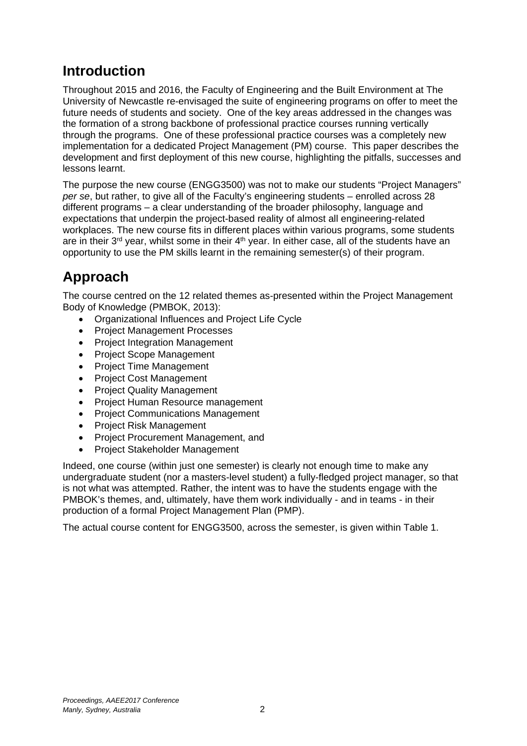## Introduction

Throughout 2015 and 2016, the Faculty of Engineering and the Built Environment at The University of Newcastle re-envisaged the suite of engineering programs on offer to meet the future needs of students and society. One of the key areas addressed in the changes was the formation of a strong backbone of professional practice courses running vertically through the programs. One of these professional practice courses was a completely new implementation for a dedicated Project Management (PM) course. This paper describes the development and first deployment of this new course, highlighting the pitfalls, successes and lessons learnt.

The purpose the new course (ENGG3500) was not to make our students "Project Managers" *per se*, but rather, to give all of the Faculty's engineering students – enrolled across 28 different programs – a clear understanding of the broader philosophy, language and expectations that underpin the project-based reality of almost all engineering-related workplaces. The new course fits in different places within various programs, some students are in their 3rd year, whilst some in their 4th year. In either case, all of the students have an opportunity to use the PM skills learnt in the remaining semester(s) of their program.

## Approach

The course centred on the 12 related themes as-presented within the Project Management Body of Knowledge (PMBOK, 2013):

- Organizational Influences and Project Life Cycle
- Project Management Processes
- Project Integration Management
- Project Scope Management
- Project Time Management
- Project Cost Management
- Project Quality Management
- Project Human Resource management
- Project Communications Management
- Project Risk Management
- Project Procurement Management, and
- Project Stakeholder Management

Indeed, one course (within just one semester) is clearly not enough time to make any undergraduate student (nor a masters-level student) a fully-fledged project manager, so that is not what was attempted. Rather, the intent was to have the students engage with the PMBOK's themes, and, ultimately, have them work individually - and in teams - in their production of a formal Project Management Plan (PMP).

The actual course content for ENGG3500, across the semester, is given within Table 1.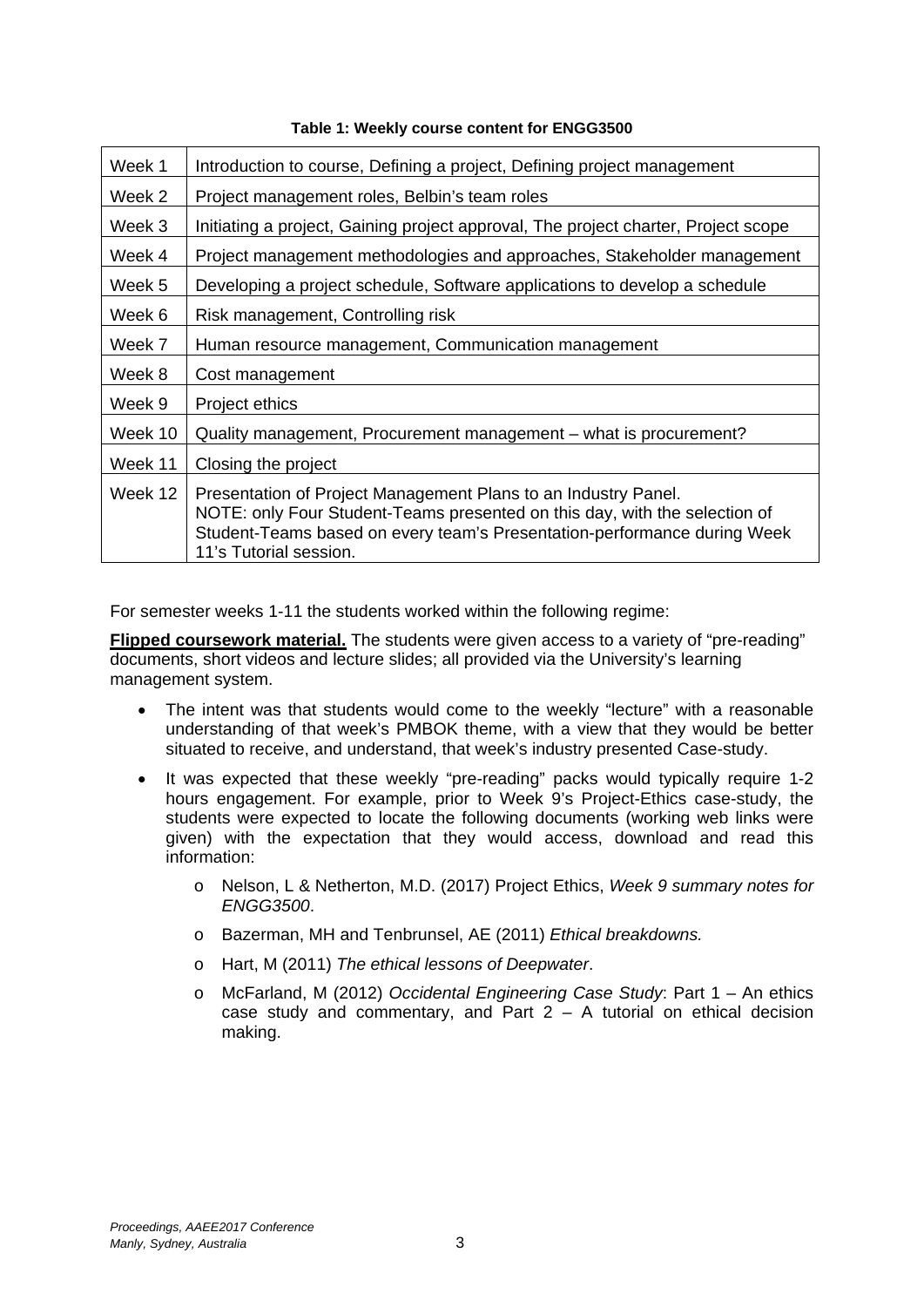**Table 1: Weekly course content for ENGG3500**

| | |
|---|---|
| Week 1 | Introduction to course, Defining a project, Defining project management |
| Week 2 | Project management roles, Belbin's team roles |
| Week 3 | Initiating a project, Gaining project approval, The project charter, Project scope |
| Week 4 | Project management methodologies and approaches, Stakeholder management |
| Week 5 | Developing a project schedule, Software applications to develop a schedule |
| Week 6 | Risk management, Controlling risk |
| Week 7 | Human resource management, Communication management |
| Week 8 | Cost management |
| Week 9 | Project ethics |
| Week 10 | Quality management, Procurement management – what is procurement? |
| Week 11 | Closing the project |
| Week 12 | Presentation of Project Management Plans to an Industry Panel. NOTE: only Four Student-Teams presented on this day, with the selection of Student-Teams based on every team's Presentation-performance during Week 11's Tutorial session. |

For semester weeks 1-11 the students worked within the following regime:

**Flipped coursework material.** The students were given access to a variety of "pre-reading" documents, short videos and lecture slides; all provided via the University's learning management system.

- The intent was that students would come to the weekly "lecture" with a reasonable understanding of that week's PMBOK theme, with a view that they would be better situated to receive, and understand, that week's industry presented Case-study.
- It was expected that these weekly "pre-reading" packs would typically require 1-2 hours engagement. For example, prior to Week 9's Project-Ethics case-study, the students were expected to locate the following documents (working web links were given) with the expectation that they would access, download and read this information:
    - Nelson, L & Netherton, M.D. (2017) Project Ethics, *Week 9 summary notes for ENGG3500*.
    - Bazerman, MH and Tenbrunsel, AE (2011) *Ethical breakdowns.*
    - Hart, M (2011) *The ethical lessons of Deepwater*.
    - McFarland, M (2012) *Occidental Engineering Case Study*: Part 1 – An ethics case study and commentary, and Part 2 – A tutorial on ethical decision making.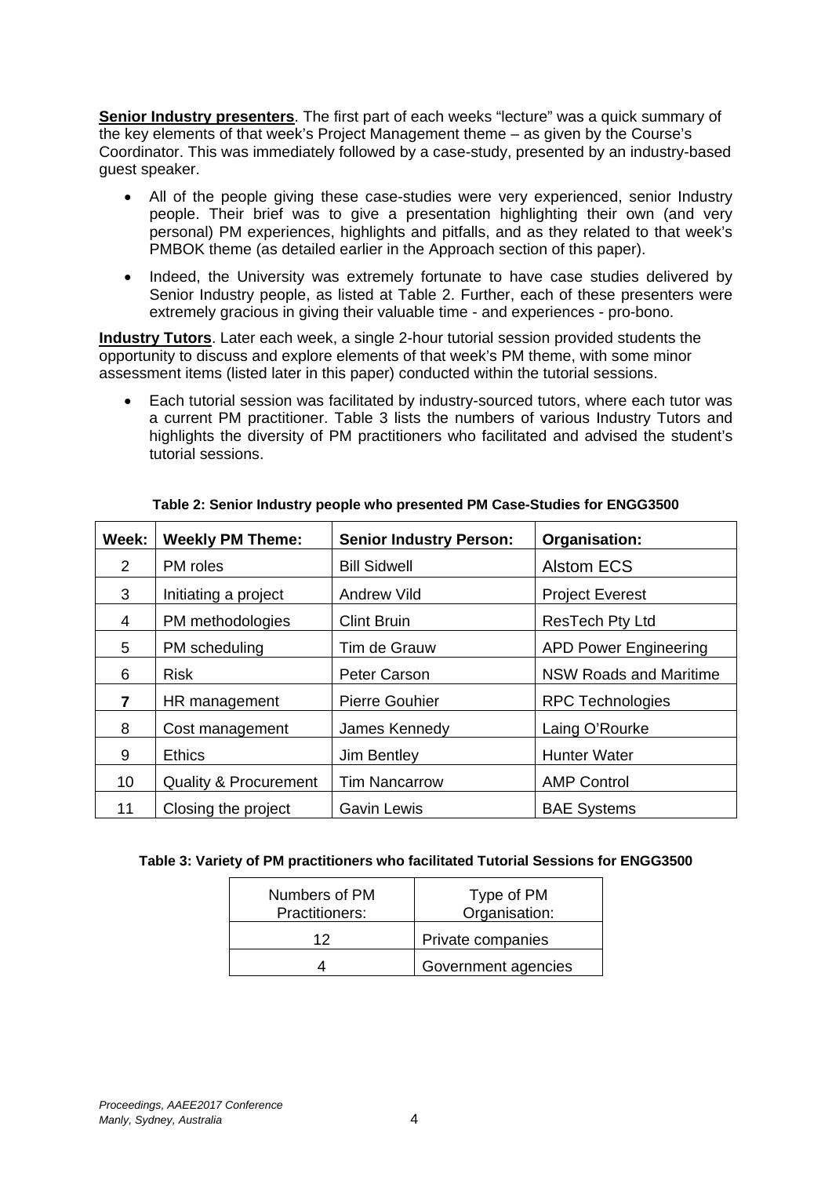**Senior Industry presenters**. The first part of each weeks "lecture" was a quick summary of the key elements of that week's Project Management theme – as given by the Course's Coordinator. This was immediately followed by a case-study, presented by an industry-based guest speaker.

- All of the people giving these case-studies were very experienced, senior Industry people. Their brief was to give a presentation highlighting their own (and very personal) PM experiences, highlights and pitfalls, and as they related to that week's PMBOK theme (as detailed earlier in the Approach section of this paper).
- Indeed, the University was extremely fortunate to have case studies delivered by Senior Industry people, as listed at Table 2. Further, each of these presenters were extremely gracious in giving their valuable time - and experiences - pro-bono.

**Industry Tutors**. Later each week, a single 2-hour tutorial session provided students the opportunity to discuss and explore elements of that week's PM theme, with some minor assessment items (listed later in this paper) conducted within the tutorial sessions.

- Each tutorial session was facilitated by industry-sourced tutors, where each tutor was a current PM practitioner. Table 3 lists the numbers of various Industry Tutors and highlights the diversity of PM practitioners who facilitated and advised the student's tutorial sessions.

**Table 2: Senior Industry people who presented PM Case-Studies for ENGG3500**

| Week: | Weekly PM Theme: | Senior Industry Person: | Organisation: |
|---|---|---|---|
| 2 | PM roles | Bill Sidwell | Alstom ECS |
| 3 | Initiating a project | Andrew Vild | Project Everest |
| 4 | PM methodologies | Clint Bruin | ResTech Pty Ltd |
| 5 | PM scheduling | Tim de Grauw | APD Power Engineering |
| 6 | Risk | Peter Carson | NSW Roads and Maritime |
| **7** | HR management | Pierre Gouhier | RPC Technologies |
| 8 | Cost management | James Kennedy | Laing O'Rourke |
| 9 | Ethics | Jim Bentley | Hunter Water |
| 10 | Quality & Procurement | Tim Nancarrow | AMP Control |
| 11 | Closing the project | Gavin Lewis | BAE Systems |

**Table 3: Variety of PM practitioners who facilitated Tutorial Sessions for ENGG3500**

| Numbers of PM Practitioners: | Type of PM Organisation: |
|---|---|
| 12 | Private companies |
| 4 | Government agencies |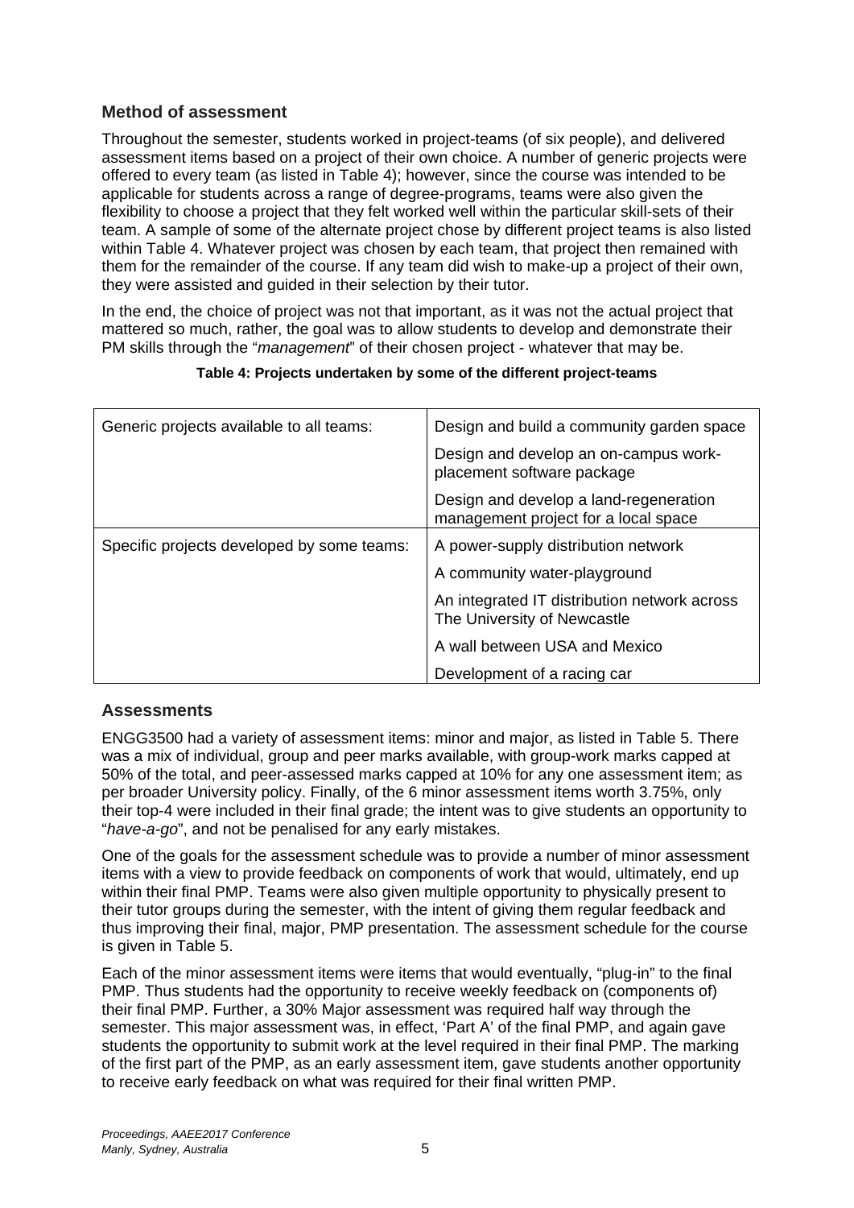### Method of assessment

Throughout the semester, students worked in project-teams (of six people), and delivered assessment items based on a project of their own choice. A number of generic projects were offered to every team (as listed in Table 4); however, since the course was intended to be applicable for students across a range of degree-programs, teams were also given the flexibility to choose a project that they felt worked well within the particular skill-sets of their team. A sample of some of the alternate project chose by different project teams is also listed within Table 4. Whatever project was chosen by each team, that project then remained with them for the remainder of the course. If any team did wish to make-up a project of their own, they were assisted and guided in their selection by their tutor.

In the end, the choice of project was not that important, as it was not the actual project that mattered so much, rather, the goal was to allow students to develop and demonstrate their PM skills through the "*management*" of their chosen project - whatever that may be.

**Table 4: Projects undertaken by some of the different project-teams**

| | |
|---|---|
| Generic projects available to all teams: | Design and build a community garden space |
| | Design and develop an on-campus work-placement software package |
| | Design and develop a land-regeneration management project for a local space |
| Specific projects developed by some teams: | A power-supply distribution network |
| | A community water-playground |
| | An integrated IT distribution network across The University of Newcastle |
| | A wall between USA and Mexico |
| | Development of a racing car |

### Assessments

ENGG3500 had a variety of assessment items: minor and major, as listed in Table 5. There was a mix of individual, group and peer marks available, with group-work marks capped at 50% of the total, and peer-assessed marks capped at 10% for any one assessment item; as per broader University policy. Finally, of the 6 minor assessment items worth 3.75%, only their top-4 were included in their final grade; the intent was to give students an opportunity to "*have-a-go*", and not be penalised for any early mistakes.

One of the goals for the assessment schedule was to provide a number of minor assessment items with a view to provide feedback on components of work that would, ultimately, end up within their final PMP. Teams were also given multiple opportunity to physically present to their tutor groups during the semester, with the intent of giving them regular feedback and thus improving their final, major, PMP presentation. The assessment schedule for the course is given in Table 5.

Each of the minor assessment items were items that would eventually, "plug-in" to the final PMP. Thus students had the opportunity to receive weekly feedback on (components of) their final PMP. Further, a 30% Major assessment was required half way through the semester. This major assessment was, in effect, 'Part A' of the final PMP, and again gave students the opportunity to submit work at the level required in their final PMP. The marking of the first part of the PMP, as an early assessment item, gave students another opportunity to receive early feedback on what was required for their final written PMP.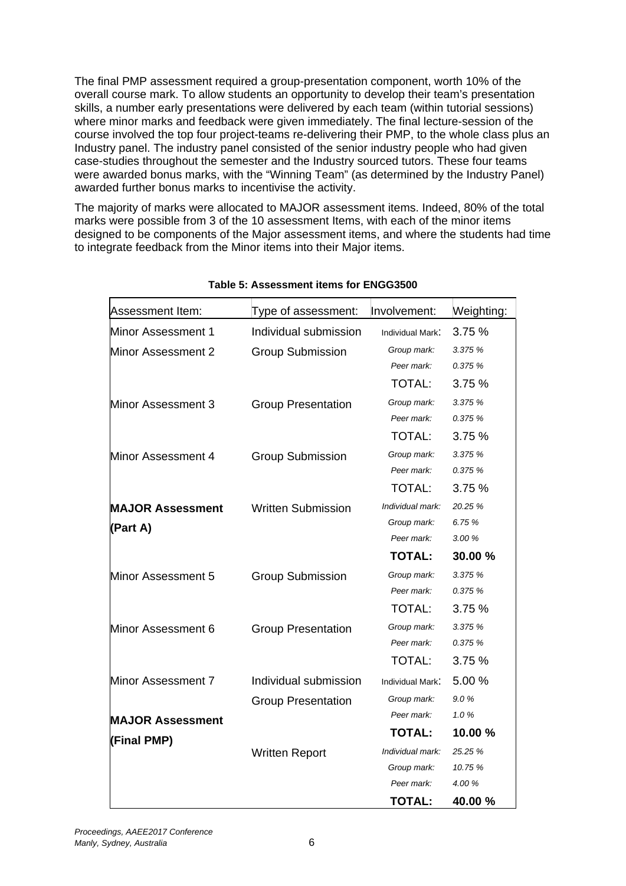The final PMP assessment required a group-presentation component, worth 10% of the overall course mark. To allow students an opportunity to develop their team's presentation skills, a number early presentations were delivered by each team (within tutorial sessions) where minor marks and feedback were given immediately. The final lecture-session of the course involved the top four project-teams re-delivering their PMP, to the whole class plus an Industry panel. The industry panel consisted of the senior industry people who had given case-studies throughout the semester and the Industry sourced tutors. These four teams were awarded bonus marks, with the "Winning Team" (as determined by the Industry Panel) awarded further bonus marks to incentivise the activity.

The majority of marks were allocated to MAJOR assessment items. Indeed, 80% of the total marks were possible from 3 of the 10 assessment Items, with each of the minor items designed to be components of the Major assessment items, and where the students had time to integrate feedback from the Minor items into their Major items.

**Table 5: Assessment items for ENGG3500**

| Assessment Item: | Type of assessment: | Involvement: | Weighting: |
|---|---|---|---|
| Minor Assessment 1 | Individual submission | Individual Mark: | 3.75 % |
| Minor Assessment 2 | Group Submission | *Group mark:* | *3.375 %* |
| | | *Peer mark:* | *0.375 %* |
| | | TOTAL: | 3.75 % |
| Minor Assessment 3 | Group Presentation | *Group mark:* | *3.375 %* |
| | | *Peer mark:* | *0.375 %* |
| | | TOTAL: | 3.75 % |
| Minor Assessment 4 | Group Submission | *Group mark:* | *3.375 %* |
| | | *Peer mark:* | *0.375 %* |
| | | TOTAL: | 3.75 % |
| **MAJOR Assessment (Part A)** | Written Submission | *Individual mark:* | *20.25 %* |
| | | *Group mark:* | *6.75 %* |
| | | *Peer mark:* | *3.00 %* |
| | | **TOTAL:** | **30.00 %** |
| Minor Assessment 5 | Group Submission | *Group mark:* | *3.375 %* |
| | | *Peer mark:* | *0.375 %* |
| | | TOTAL: | 3.75 % |
| Minor Assessment 6 | Group Presentation | *Group mark:* | *3.375 %* |
| | | *Peer mark:* | *0.375 %* |
| | | TOTAL: | 3.75 % |
| Minor Assessment 7 | Individual submission | Individual Mark: | 5.00 % |
| **MAJOR Assessment (Final PMP)** | Group Presentation | *Group mark:* | *9.0 %* |
| | | *Peer mark:* | *1.0 %* |
| | | **TOTAL:** | **10.00 %** |
| | Written Report | *Individual mark:* | *25.25 %* |
| | | *Group mark:* | *10.75 %* |
| | | *Peer mark:* | *4.00 %* |
| | | **TOTAL:** | **40.00 %** |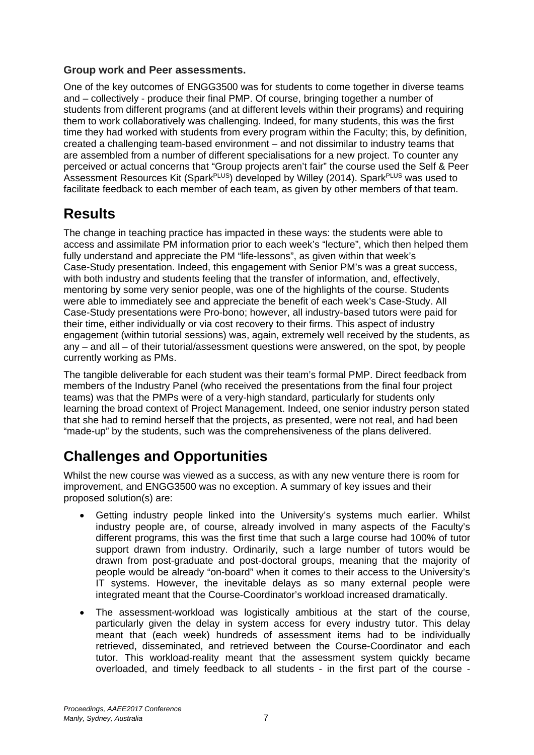**Group work and Peer assessments.**

One of the key outcomes of ENGG3500 was for students to come together in diverse teams and – collectively - produce their final PMP. Of course, bringing together a number of students from different programs (and at different levels within their programs) and requiring them to work collaboratively was challenging. Indeed, for many students, this was the first time they had worked with students from every program within the Faculty; this, by definition, created a challenging team-based environment – and not dissimilar to industry teams that are assembled from a number of different specialisations for a new project. To counter any perceived or actual concerns that "Group projects aren't fair" the course used the Self & Peer Assessment Resources Kit (Spark$^{PLUS}$) developed by Willey (2014). Spark$^{PLUS}$ was used to facilitate feedback to each member of each team, as given by other members of that team.

# Results

The change in teaching practice has impacted in these ways: the students were able to access and assimilate PM information prior to each week's "lecture", which then helped them fully understand and appreciate the PM "life-lessons", as given within that week's Case-Study presentation. Indeed, this engagement with Senior PM's was a great success, with both industry and students feeling that the transfer of information, and, effectively, mentoring by some very senior people, was one of the highlights of the course. Students were able to immediately see and appreciate the benefit of each week's Case-Study. All Case-Study presentations were Pro-bono; however, all industry-based tutors were paid for their time, either individually or via cost recovery to their firms. This aspect of industry engagement (within tutorial sessions) was, again, extremely well received by the students, as any – and all – of their tutorial/assessment questions were answered, on the spot, by people currently working as PMs.

The tangible deliverable for each student was their team's formal PMP. Direct feedback from members of the Industry Panel (who received the presentations from the final four project teams) was that the PMPs were of a very-high standard, particularly for students only learning the broad context of Project Management. Indeed, one senior industry person stated that she had to remind herself that the projects, as presented, were not real, and had been "made-up" by the students, such was the comprehensiveness of the plans delivered.

# Challenges and Opportunities

Whilst the new course was viewed as a success, as with any new venture there is room for improvement, and ENGG3500 was no exception. A summary of key issues and their proposed solution(s) are:

- Getting industry people linked into the University's systems much earlier. Whilst industry people are, of course, already involved in many aspects of the Faculty's different programs, this was the first time that such a large course had 100% of tutor support drawn from industry. Ordinarily, such a large number of tutors would be drawn from post-graduate and post-doctoral groups, meaning that the majority of people would be already "on-board" when it comes to their access to the University's IT systems. However, the inevitable delays as so many external people were integrated meant that the Course-Coordinator's workload increased dramatically.
- The assessment-workload was logistically ambitious at the start of the course, particularly given the delay in system access for every industry tutor. This delay meant that (each week) hundreds of assessment items had to be individually retrieved, disseminated, and retrieved between the Course-Coordinator and each tutor. This workload-reality meant that the assessment system quickly became overloaded, and timely feedback to all students - in the first part of the course -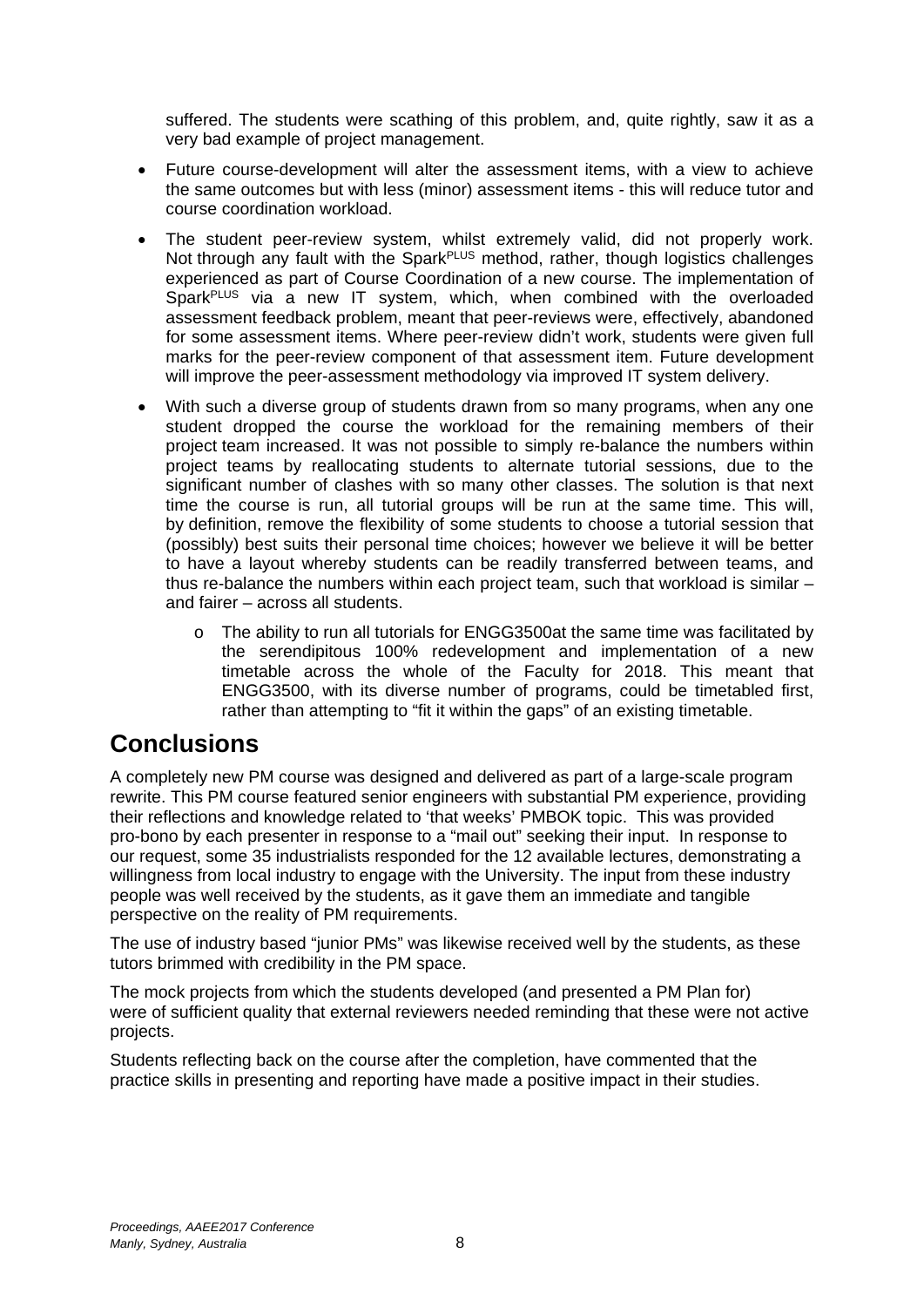suffered. The students were scathing of this problem, and, quite rightly, saw it as a very bad example of project management.

- Future course-development will alter the assessment items, with a view to achieve the same outcomes but with less (minor) assessment items - this will reduce tutor and course coordination workload.
- The student peer-review system, whilst extremely valid, did not properly work. Not through any fault with the Spark$^{PLUS}$ method, rather, though logistics challenges experienced as part of Course Coordination of a new course. The implementation of Spark$^{PLUS}$ via a new IT system, which, when combined with the overloaded assessment feedback problem, meant that peer-reviews were, effectively, abandoned for some assessment items. Where peer-review didn't work, students were given full marks for the peer-review component of that assessment item. Future development will improve the peer-assessment methodology via improved IT system delivery.
- With such a diverse group of students drawn from so many programs, when any one student dropped the course the workload for the remaining members of their project team increased. It was not possible to simply re-balance the numbers within project teams by reallocating students to alternate tutorial sessions, due to the significant number of clashes with so many other classes. The solution is that next time the course is run, all tutorial groups will be run at the same time. This will, by definition, remove the flexibility of some students to choose a tutorial session that (possibly) best suits their personal time choices; however we believe it will be better to have a layout whereby students can be readily transferred between teams, and thus re-balance the numbers within each project team, such that workload is similar – and fairer – across all students.
    - The ability to run all tutorials for ENGG3500at the same time was facilitated by the serendipitous 100% redevelopment and implementation of a new timetable across the whole of the Faculty for 2018. This meant that ENGG3500, with its diverse number of programs, could be timetabled first, rather than attempting to "fit it within the gaps" of an existing timetable.

# Conclusions

A completely new PM course was designed and delivered as part of a large-scale program rewrite. This PM course featured senior engineers with substantial PM experience, providing their reflections and knowledge related to 'that weeks' PMBOK topic. This was provided pro-bono by each presenter in response to a "mail out" seeking their input. In response to our request, some 35 industrialists responded for the 12 available lectures, demonstrating a willingness from local industry to engage with the University. The input from these industry people was well received by the students, as it gave them an immediate and tangible perspective on the reality of PM requirements.

The use of industry based "junior PMs" was likewise received well by the students, as these tutors brimmed with credibility in the PM space.

The mock projects from which the students developed (and presented a PM Plan for) were of sufficient quality that external reviewers needed reminding that these were not active projects.

Students reflecting back on the course after the completion, have commented that the practice skills in presenting and reporting have made a positive impact in their studies.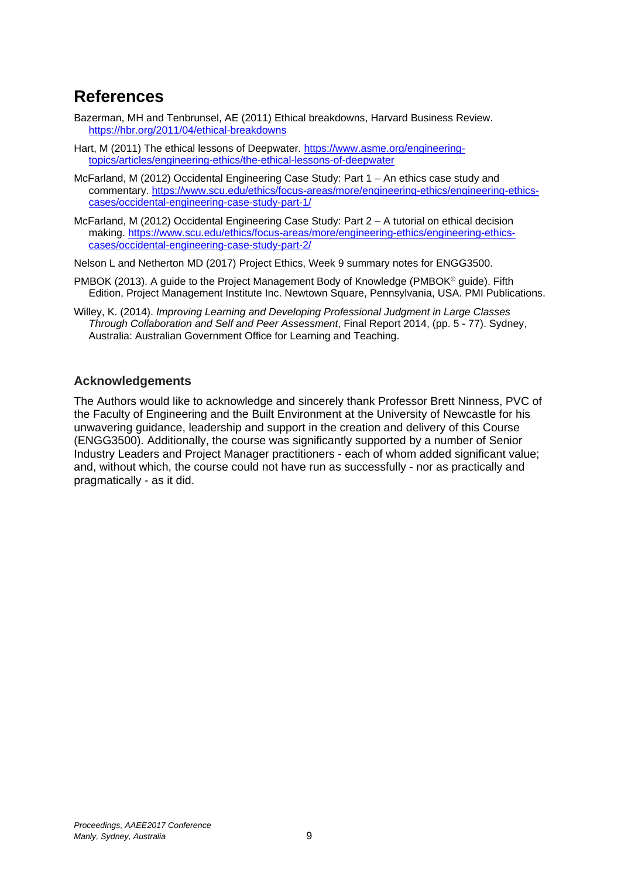## References

Bazerman, MH and Tenbrunsel, AE (2011) Ethical breakdowns, Harvard Business Review. https://hbr.org/2011/04/ethical-breakdowns

Hart, M (2011) The ethical lessons of Deepwater. https://www.asme.org/engineering-topics/articles/engineering-ethics/the-ethical-lessons-of-deepwater

McFarland, M (2012) Occidental Engineering Case Study: Part 1 – An ethics case study and commentary. https://www.scu.edu/ethics/focus-areas/more/engineering-ethics/engineering-ethics-cases/occidental-engineering-case-study-part-1/

McFarland, M (2012) Occidental Engineering Case Study: Part 2 – A tutorial on ethical decision making. https://www.scu.edu/ethics/focus-areas/more/engineering-ethics/engineering-ethics-cases/occidental-engineering-case-study-part-2/

Nelson L and Netherton MD (2017) Project Ethics, Week 9 summary notes for ENGG3500.

PMBOK (2013). A guide to the Project Management Body of Knowledge (PMBOK© guide). Fifth Edition, Project Management Institute Inc. Newtown Square, Pennsylvania, USA. PMI Publications.

Willey, K. (2014). *Improving Learning and Developing Professional Judgment in Large Classes Through Collaboration and Self and Peer Assessment*, Final Report 2014, (pp. 5 - 77). Sydney, Australia: Australian Government Office for Learning and Teaching.

### Acknowledgements

The Authors would like to acknowledge and sincerely thank Professor Brett Ninness, PVC of the Faculty of Engineering and the Built Environment at the University of Newcastle for his unwavering guidance, leadership and support in the creation and delivery of this Course (ENGG3500). Additionally, the course was significantly supported by a number of Senior Industry Leaders and Project Manager practitioners - each of whom added significant value; and, without which, the course could not have run as successfully - nor as practically and pragmatically - as it did.